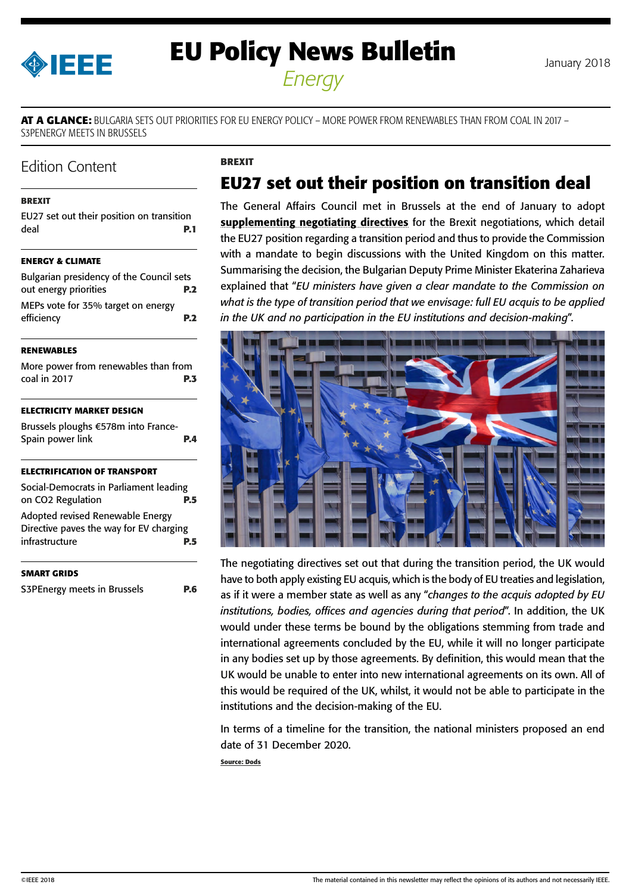# EU Policy News Bulletin

*Energy*

January 2018

**AT A GLANCE:** BULGARIA SETS OUT PRIORITIES FOR EU ENERGY POLICY – MORE POWER FROM RENEWABLES THAN FROM COAL IN 2017 – S3PENERGY MEETS IN BRUSSELS

## Edition Content

**BREXIT**

EU27 set out their position on transition deal **P.1**

**ENERGY & CLIMATE**

Bulgarian presidency of the Council sets out energy priorities **P.2**

MEPs vote for 35% target on energy efficiency **P.2**

**RENEWABLES**

More power from renewables than from coal in 2017 **P.3**

**ELECTRICITY MARKET DESIGN**

Brussels ploughs €578m into France-Spain power link **P.4**

**ELECTRIFICATION OF TRANSPORT**

Social-Democrats in Parliament leading on CO2 Regulation **P.5**

Adopted revised Renewable Energy Directive paves the way for EV charging infrastructure **P.5**

**SMART GRIDS**

S3PEnergy meets in Brussels **P.6**

**BREXIT**

## EU27 set out their position on transition deal

The General Affairs Council met in Brussels at the end of January to adopt **supplementing negotiating directives** for the Brexit negotiations, which detail the EU27 position regarding a transition period and thus to provide the Commission with a mandate to begin discussions with the United Kingdom on this matter. Summarising the decision, the Bulgarian Deputy Prime Minister Ekaterina Zaharieva explained that "*EU ministers have given a clear mandate to the Commission on what is the type of transition period that we envisage: full EU acquis to be applied in the UK and no participation in the EU institutions and decision-making*".

The negotiating directives set out that during the transition period, the UK would have to both apply existing EU acquis, which is the body of EU treaties and legislation, as if it were a member state as well as any "*changes to the acquis adopted by EU institutions, bodies, offices and agencies during that period*". In addition, the UK would under these terms be bound by the obligations stemming from trade and international agreements concluded by the EU, while it will no longer participate in any bodies set up by those agreements. By definition, this would mean that the UK would be unable to enter into new international agreements on its own. All of this would be required of the UK, whilst, it would not be able to participate in the institutions and the decision-making of the EU.

In terms of a timeline for the transition, the national ministers proposed an end date of 31 December 2020.

**Source: Dods**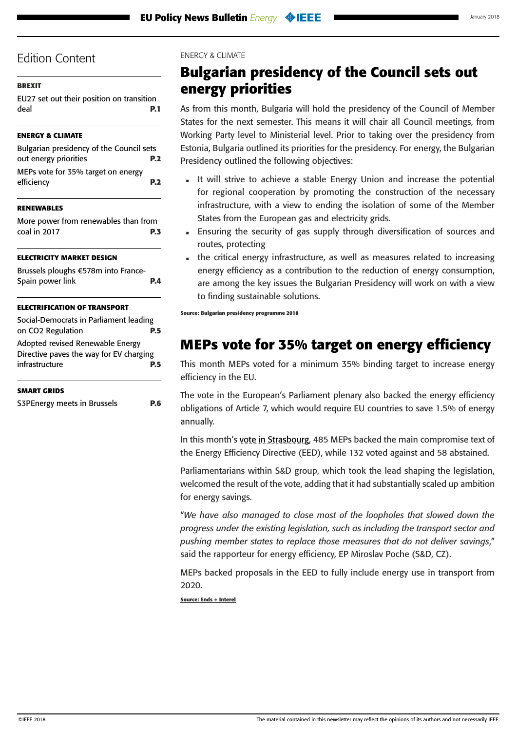## Edition Content

**BREXIT**

EU27 set out their position on transition deal **P.1**

**ENERGY & CLIMATE**

Bulgarian presidency of the Council sets out energy priorities **P.2**

MEPs vote for 35% target on energy efficiency **P.2**

**RENEWABLES**

More power from renewables than from coal in 2017 **P.3**

**ELECTRICITY MARKET DESIGN**

Brussels ploughs €578m into France-Spain power link **P.4**

**ELECTRIFICATION OF TRANSPORT**

Social-Democrats in Parliament leading on CO2 Regulation **P.5**

Adopted revised Renewable Energy Directive paves the way for EV charging infrastructure **P.5**

**SMART GRIDS**

S3PEnergy meets in Brussels **P.6**

ENERGY & CLIMATE

# Bulgarian presidency of the Council sets out energy priorities

As from this month, Bulgaria will hold the presidency of the Council of Member States for the next semester. This means it will chair all Council meetings, from Working Party level to Ministerial level. Prior to taking over the presidency from Estonia, Bulgaria outlined its priorities for the presidency. For energy, the Bulgarian Presidency outlined the following objectives:

- It will strive to achieve a stable Energy Union and increase the potential for regional cooperation by promoting the construction of the necessary infrastructure, with a view to ending the isolation of some of the Member States from the European gas and electricity grids.
- Ensuring the security of gas supply through diversification of sources and routes, protecting
- the critical energy infrastructure, as well as measures related to increasing energy efficiency as a contribution to the reduction of energy consumption, are among the key issues the Bulgarian Presidency will work on with a view to finding sustainable solutions.

**Source: Bulgarian presidency programme 2018**

# MEPs vote for 35% target on energy efficiency

This month MEPs voted for a minimum 35% binding target to increase energy efficiency in the EU.

The vote in the European's Parliament plenary also backed the energy efficiency obligations of Article 7, which would require EU countries to save 1.5% of energy annually.

In this month's vote in Strasbourg, 485 MEPs backed the main compromise text of the Energy Efficiency Directive (EED), while 132 voted against and 58 abstained.

Parliamentarians within S&D group, which took the lead shaping the legislation, welcomed the result of the vote, adding that it had substantially scaled up ambition for energy savings.

"*We have also managed to close most of the loopholes that slowed down the progress under the existing legislation, such as including the transport sector and pushing member states to replace those measures that do not deliver savings*," said the rapporteur for energy efficiency, EP Miroslav Poche (S&D, CZ).

MEPs backed proposals in the EED to fully include energy use in transport from 2020.

**Source: Ends + Interel**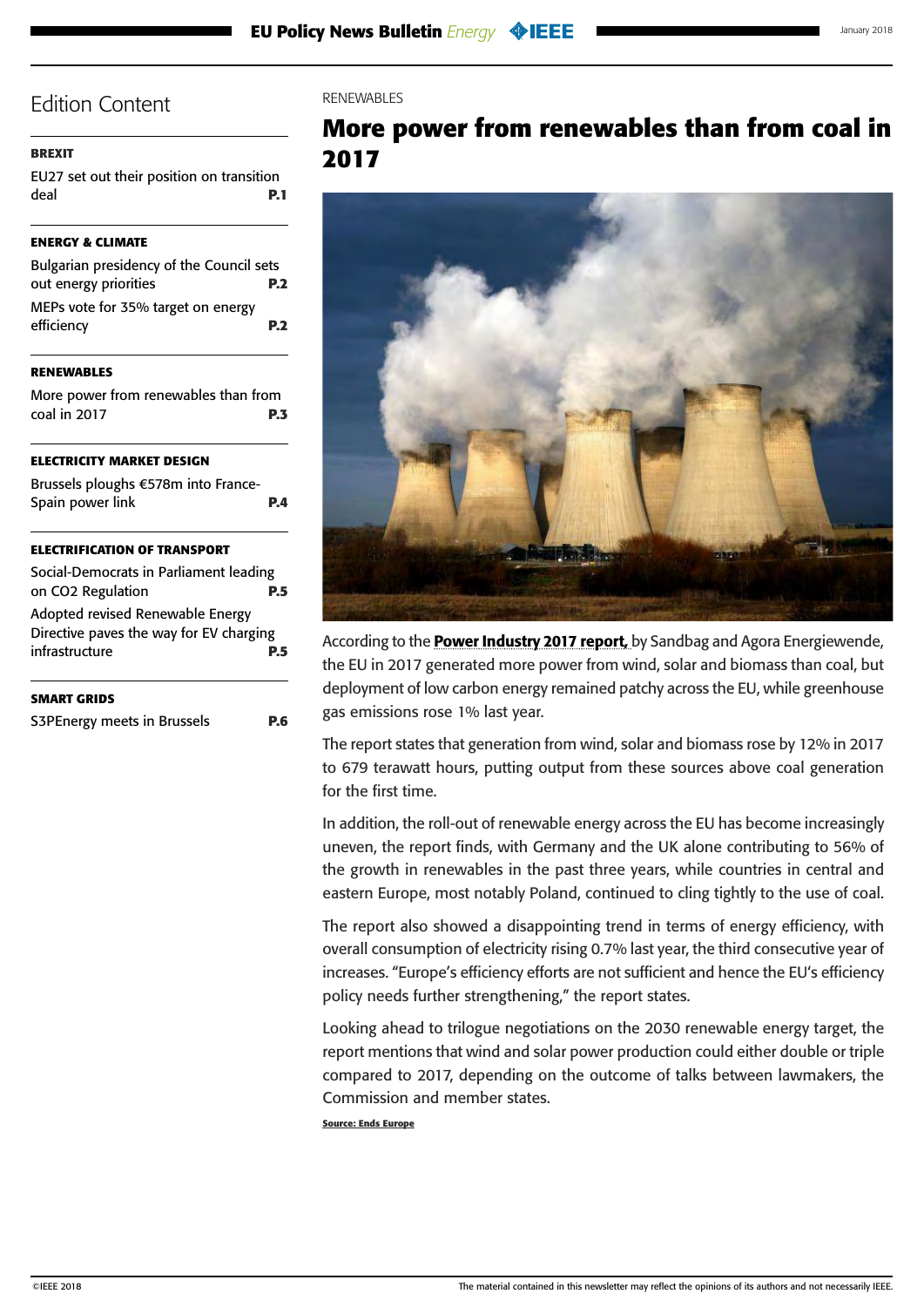## Edition Content

**BREXIT**

EU27 set out their position on transition deal **P.1**

**ENERGY & CLIMATE**

Bulgarian presidency of the Council sets out energy priorities **P.2**

MEPs vote for 35% target on energy efficiency **P.2**

**RENEWABLES**

More power from renewables than from coal in 2017 **P.3**

**ELECTRICITY MARKET DESIGN**

Brussels ploughs €578m into France-Spain power link **P.4**

**ELECTRIFICATION OF TRANSPORT**

Social-Democrats in Parliament leading on CO2 Regulation **P.5**

Adopted revised Renewable Energy Directive paves the way for EV charging infrastructure **P.5**

**SMART GRIDS**

S3PEnergy meets in Brussels **P.6**

RENEWABLES

# More power from renewables than from coal in 2017

According to the **Power Industry 2017 report,** by Sandbag and Agora Energiewende, the EU in 2017 generated more power from wind, solar and biomass than coal, but deployment of low carbon energy remained patchy across the EU, while greenhouse gas emissions rose 1% last year.

The report states that generation from wind, solar and biomass rose by 12% in 2017 to 679 terawatt hours, putting output from these sources above coal generation for the first time.

In addition, the roll-out of renewable energy across the EU has become increasingly uneven, the report finds, with Germany and the UK alone contributing to 56% of the growth in renewables in the past three years, while countries in central and eastern Europe, most notably Poland, continued to cling tightly to the use of coal.

The report also showed a disappointing trend in terms of energy efficiency, with overall consumption of electricity rising 0.7% last year, the third consecutive year of increases. "Europe's efficiency efforts are not sufficient and hence the EU's efficiency policy needs further strengthening," the report states.

Looking ahead to trilogue negotiations on the 2030 renewable energy target, the report mentions that wind and solar power production could either double or triple compared to 2017, depending on the outcome of talks between lawmakers, the Commission and member states.

**Source: Ends Europe**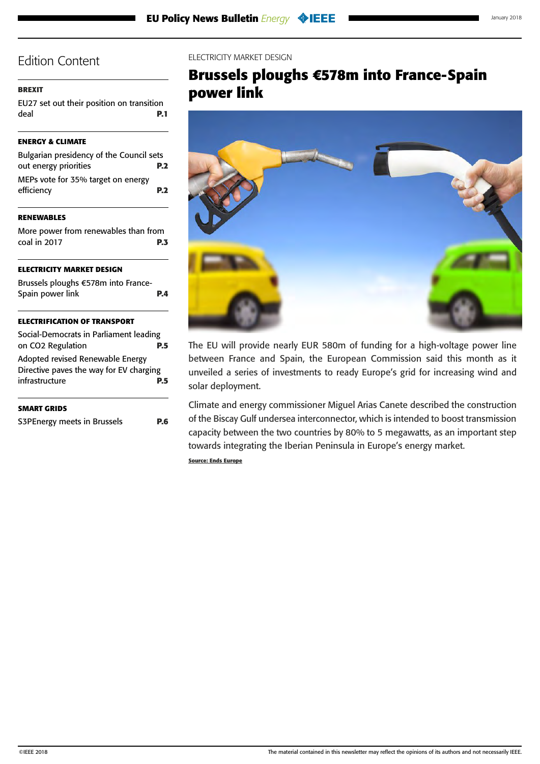# Edition Content

**BREXIT**

EU27 set out their position on transition deal **P.1**

**ENERGY & CLIMATE**

Bulgarian presidency of the Council sets out energy priorities **P.2**

MEPs vote for 35% target on energy efficiency **P.2**

**RENEWABLES**

More power from renewables than from coal in 2017 **P.3**

**ELECTRICITY MARKET DESIGN**

Brussels ploughs €578m into France-Spain power link **P.4**

**ELECTRIFICATION OF TRANSPORT**

Social-Democrats in Parliament leading on CO2 Regulation **P.5**

Adopted revised Renewable Energy Directive paves the way for EV charging infrastructure **P.5**

**SMART GRIDS**

S3PEnergy meets in Brussels **P.6**

ELECTRICITY MARKET DESIGN

## Brussels ploughs €578m into France-Spain power link

The EU will provide nearly EUR 580m of funding for a high-voltage power line between France and Spain, the European Commission said this month as it unveiled a series of investments to ready Europe's grid for increasing wind and solar deployment.

Climate and energy commissioner Miguel Arias Canete described the construction of the Biscay Gulf undersea interconnector, which is intended to boost transmission capacity between the two countries by 80% to 5 megawatts, as an important step towards integrating the Iberian Peninsula in Europe's energy market.

**Source: Ends Europe**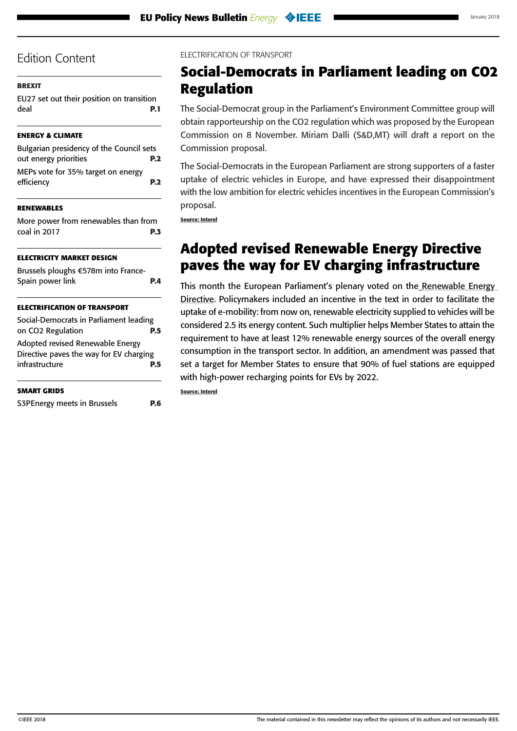## Edition Content

**BREXIT**

EU27 set out their position on transition deal **P.1**

**ENERGY & CLIMATE**

Bulgarian presidency of the Council sets out energy priorities **P.2**

MEPs vote for 35% target on energy efficiency **P.2**

**RENEWABLES**

More power from renewables than from coal in 2017 **P.3**

**ELECTRICITY MARKET DESIGN**

Brussels ploughs €578m into France-Spain power link **P.4**

**ELECTRIFICATION OF TRANSPORT**

Social-Democrats in Parliament leading on CO2 Regulation **P.5**

Adopted revised Renewable Energy Directive paves the way for EV charging infrastructure **P.5**

**SMART GRIDS**

S3PEnergy meets in Brussels **P.6**

ELECTRIFICATION OF TRANSPORT

# Social-Democrats in Parliament leading on $CO_2$ Regulation

The Social-Democrat group in the Parliament's Environment Committee group will obtain rapporteurship on the $CO_2$ regulation which was proposed by the European Commission on 8 November. Miriam Dalli (S&D,MT) will draft a report on the Commission proposal.

The Social-Democrats in the European Parliament are strong supporters of a faster uptake of electric vehicles in Europe, and have expressed their disappointment with the low ambition for electric vehicles incentives in the European Commission's proposal.

**Source: Interel**

# Adopted revised Renewable Energy Directive paves the way for EV charging infrastructure

This month the European Parliament's plenary voted on the Renewable Energy Directive. Policymakers included an incentive in the text in order to facilitate the uptake of e-mobility: from now on, renewable electricity supplied to vehicles will be considered 2.5 its energy content. Such multiplier helps Member States to attain the requirement to have at least 12% renewable energy sources of the overall energy consumption in the transport sector. In addition, an amendment was passed that set a target for Member States to ensure that 90% of fuel stations are equipped with high-power recharging points for EVs by 2022.

**Source: Interel**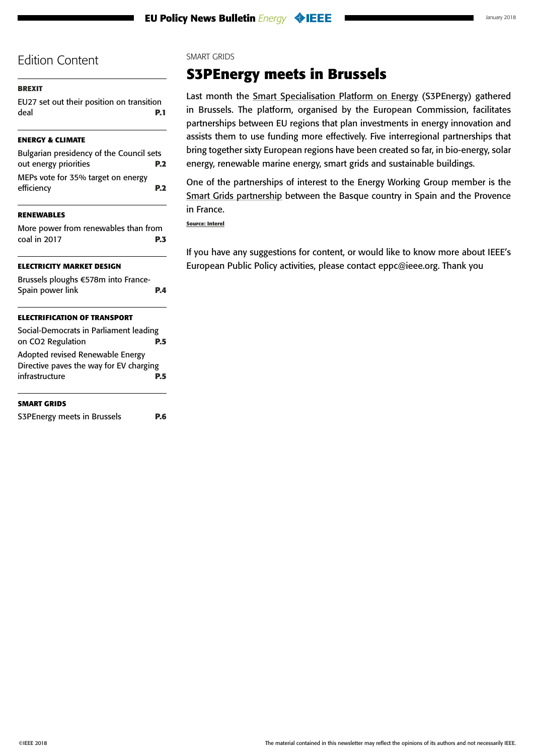## Edition Content

**BREXIT**

EU27 set out their position on transition deal **P.1**

**ENERGY & CLIMATE**

Bulgarian presidency of the Council sets out energy priorities **P.2**

MEPs vote for 35% target on energy efficiency **P.2**

**RENEWABLES**

More power from renewables than from coal in 2017 **P.3**

**ELECTRICITY MARKET DESIGN**

Brussels ploughs €578m into France-Spain power link **P.4**

**ELECTRIFICATION OF TRANSPORT**

Social-Democrats in Parliament leading on CO2 Regulation **P.5**

Adopted revised Renewable Energy Directive paves the way for EV charging infrastructure **P.5**

**SMART GRIDS**

S3PEnergy meets in Brussels **P.6**

SMART GRIDS

# S3PEnergy meets in Brussels

Last month the Smart Specialisation Platform on Energy (S3PEnergy) gathered in Brussels. The platform, organised by the European Commission, facilitates partnerships between EU regions that plan investments in energy innovation and assists them to use funding more effectively. Five interregional partnerships that bring together sixty European regions have been created so far, in bio-energy, solar energy, renewable marine energy, smart grids and sustainable buildings.

One of the partnerships of interest to the Energy Working Group member is the Smart Grids partnership between the Basque country in Spain and the Provence in France.

**Source: Interel**

If you have any suggestions for content, or would like to know more about IEEE's European Public Policy activities, please contact eppc@ieee.org. Thank you